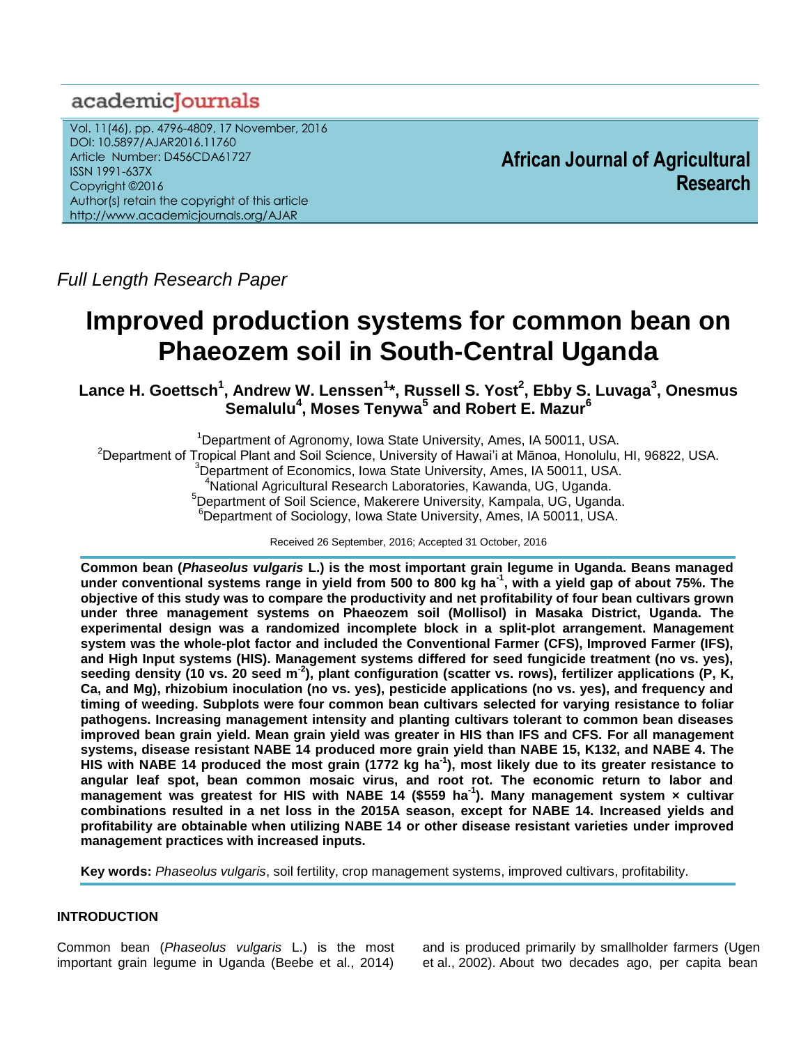academicJournals

Vol. 11(46), pp. 4796-4809, 17 November, 2016
DOI: 10.5897/AJAR2016.11760
Article Number: D456CDA61727
ISSN 1991-637X
Copyright ©2016
Author(s) retain the copyright of this article
http://www.academicjournals.org/AJAR

**African Journal of Agricultural Research**

*Full Length Research Paper*

# Improved production systems for common bean on Phaeozem soil in South-Central Uganda

**Lance H. Goettsch[1], Andrew W. Lenssen[1]\*, Russell S. Yost[2], Ebby S. Luvaga[3], Onesmus Semalulu[4], Moses Tenywa[5] and Robert E. Mazur[6]**

[1]Department of Agronomy, Iowa State University, Ames, IA 50011, USA.
[2]Department of Tropical Plant and Soil Science, University of Hawai'i at Mānoa, Honolulu, HI, 96822, USA.
[3]Department of Economics, Iowa State University, Ames, IA 50011, USA.
[4]National Agricultural Research Laboratories, Kawanda, UG, Uganda.
[5]Department of Soil Science, Makerere University, Kampala, UG, Uganda.
[6]Department of Sociology, Iowa State University, Ames, IA 50011, USA.

Received 26 September, 2016; Accepted 31 October, 2016

**Common bean (*Phaseolus vulgaris* L.) is the most important grain legume in Uganda. Beans managed under conventional systems range in yield from 500 to 800 kg ha$^{-1}$, with a yield gap of about 75%. The objective of this study was to compare the productivity and net profitability of four bean cultivars grown under three management systems on Phaeozem soil (Mollisol) in Masaka District, Uganda. The experimental design was a randomized incomplete block in a split-plot arrangement. Management system was the whole-plot factor and included the Conventional Farmer (CFS), Improved Farmer (IFS), and High Input systems (HIS). Management systems differed for seed fungicide treatment (no vs. yes), seeding density (10 vs. 20 seed m$^{-2}$), plant configuration (scatter vs. rows), fertilizer applications (P, K, Ca, and Mg), rhizobium inoculation (no vs. yes), pesticide applications (no vs. yes), and frequency and timing of weeding. Subplots were four common bean cultivars selected for varying resistance to foliar pathogens. Increasing management intensity and planting cultivars tolerant to common bean diseases improved bean grain yield. Mean grain yield was greater in HIS than IFS and CFS. For all management systems, disease resistant NABE 14 produced more grain yield than NABE 15, K132, and NABE 4. The HIS with NABE 14 produced the most grain (1772 kg ha$^{-1}$), most likely due to its greater resistance to angular leaf spot, bean common mosaic virus, and root rot. The economic return to labor and management was greatest for HIS with NABE 14 ($559 ha$^{-1}$). Many management system × cultivar combinations resulted in a net loss in the 2015A season, except for NABE 14. Increased yields and profitability are obtainable when utilizing NABE 14 or other disease resistant varieties under improved management practices with increased inputs.**

**Key words:** *Phaseolus vulgaris*, soil fertility, crop management systems, improved cultivars, profitability.

## INTRODUCTION

Common bean (*Phaseolus vulgaris* L.) is the most important grain legume in Uganda (Beebe et al., 2014) and is produced primarily by smallholder farmers (Ugen et al., 2002). About two decades ago, per capita bean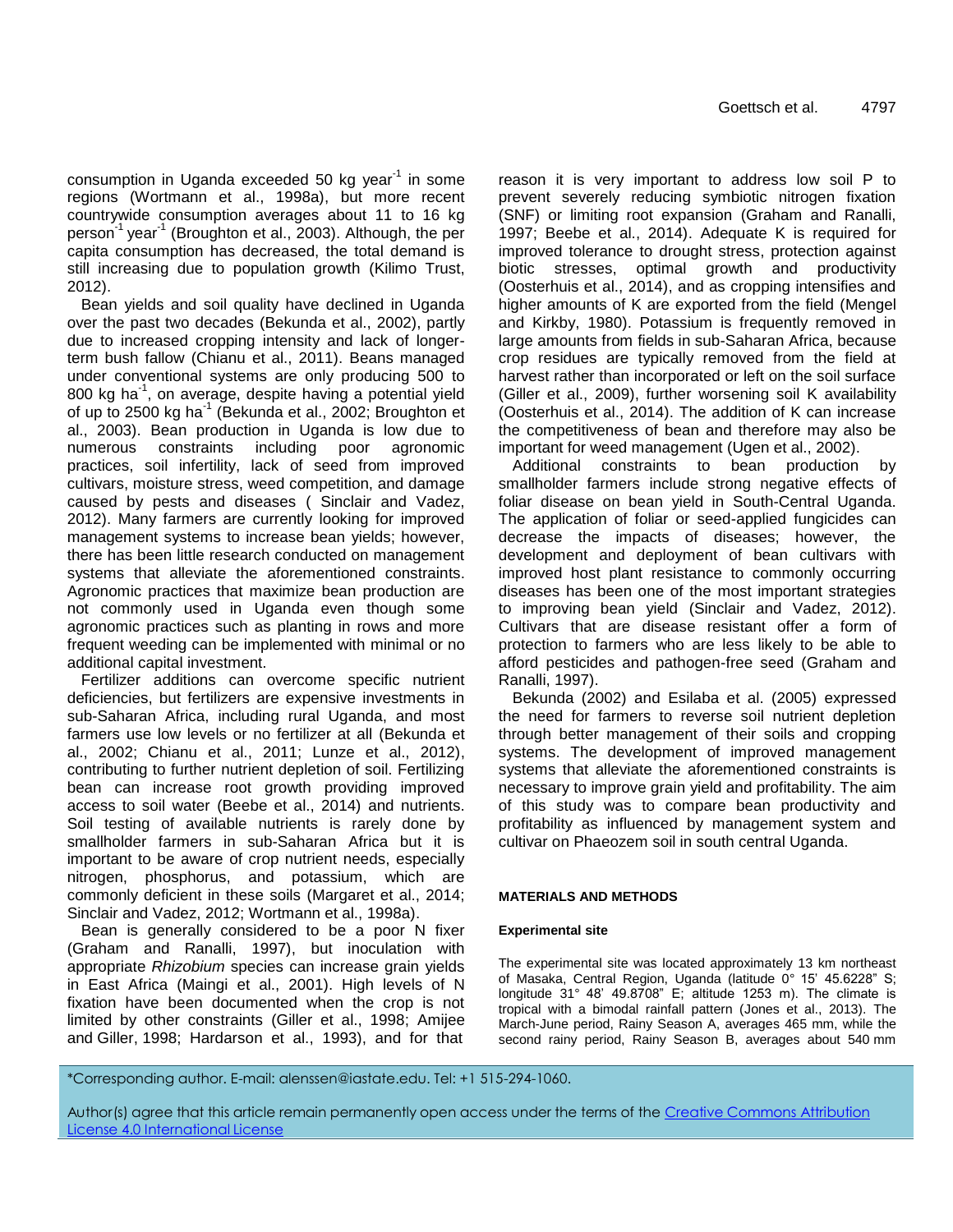consumption in Uganda exceeded 50 kg year$^{-1}$ in some regions (Wortmann et al., 1998a), but more recent countrywide consumption averages about 11 to 16 kg person$^{-1}$ year$^{-1}$ (Broughton et al., 2003). Although, the per capita consumption has decreased, the total demand is still increasing due to population growth (Kilimo Trust, 2012).

Bean yields and soil quality have declined in Uganda over the past two decades (Bekunda et al., 2002), partly due to increased cropping intensity and lack of longer-term bush fallow (Chianu et al., 2011). Beans managed under conventional systems are only producing 500 to 800 kg ha$^{-1}$, on average, despite having a potential yield of up to 2500 kg ha$^{-1}$ (Bekunda et al., 2002; Broughton et al., 2003). Bean production in Uganda is low due to numerous constraints including poor agronomic practices, soil infertility, lack of seed from improved cultivars, moisture stress, weed competition, and damage caused by pests and diseases ( Sinclair and Vadez, 2012). Many farmers are currently looking for improved management systems to increase bean yields; however, there has been little research conducted on management systems that alleviate the aforementioned constraints. Agronomic practices that maximize bean production are not commonly used in Uganda even though some agronomic practices such as planting in rows and more frequent weeding can be implemented with minimal or no additional capital investment.

Fertilizer additions can overcome specific nutrient deficiencies, but fertilizers are expensive investments in sub-Saharan Africa, including rural Uganda, and most farmers use low levels or no fertilizer at all (Bekunda et al., 2002; Chianu et al., 2011; Lunze et al., 2012), contributing to further nutrient depletion of soil. Fertilizing bean can increase root growth providing improved access to soil water (Beebe et al., 2014) and nutrients. Soil testing of available nutrients is rarely done by smallholder farmers in sub-Saharan Africa but it is important to be aware of crop nutrient needs, especially nitrogen, phosphorus, and potassium, which are commonly deficient in these soils (Margaret et al., 2014; Sinclair and Vadez, 2012; Wortmann et al., 1998a).

Bean is generally considered to be a poor N fixer (Graham and Ranalli, 1997), but inoculation with appropriate *Rhizobium* species can increase grain yields in East Africa (Maingi et al., 2001). High levels of N fixation have been documented when the crop is not limited by other constraints (Giller et al., 1998; Amijee and Giller, 1998; Hardarson et al., 1993), and for that reason it is very important to address low soil P to prevent severely reducing symbiotic nitrogen fixation (SNF) or limiting root expansion (Graham and Ranalli, 1997; Beebe et al., 2014). Adequate K is required for improved tolerance to drought stress, protection against biotic stresses, optimal growth and productivity (Oosterhuis et al., 2014), and as cropping intensifies and higher amounts of K are exported from the field (Mengel and Kirkby, 1980). Potassium is frequently removed in large amounts from fields in sub-Saharan Africa, because crop residues are typically removed from the field at harvest rather than incorporated or left on the soil surface (Giller et al., 2009), further worsening soil K availability (Oosterhuis et al., 2014). The addition of K can increase the competitiveness of bean and therefore may also be important for weed management (Ugen et al., 2002).

Additional constraints to bean production by smallholder farmers include strong negative effects of foliar disease on bean yield in South-Central Uganda. The application of foliar or seed-applied fungicides can decrease the impacts of diseases; however, the development and deployment of bean cultivars with improved host plant resistance to commonly occurring diseases has been one of the most important strategies to improving bean yield (Sinclair and Vadez, 2012). Cultivars that are disease resistant offer a form of protection to farmers who are less likely to be able to afford pesticides and pathogen-free seed (Graham and Ranalli, 1997).

Bekunda (2002) and Esilaba et al. (2005) expressed the need for farmers to reverse soil nutrient depletion through better management of their soils and cropping systems. The development of improved management systems that alleviate the aforementioned constraints is necessary to improve grain yield and profitability. The aim of this study was to compare bean productivity and profitability as influenced by management system and cultivar on Phaeozem soil in south central Uganda.

## MATERIALS AND METHODS

### Experimental site

The experimental site was located approximately 13 km northeast of Masaka, Central Region, Uganda (latitude 0° 15' 45.6228" S; longitude 31° 48' 49.8708" E; altitude 1253 m). The climate is tropical with a bimodal rainfall pattern (Jones et al., 2013). The March-June period, Rainy Season A, averages 465 mm, while the second rainy period, Rainy Season B, averages about 540 mm

*Corresponding author. E-mail: alenssen@iastate.edu. Tel: +1 515-294-1060.

Author(s) agree that this article remain permanently open access under the terms of the Creative Commons Attribution License 4.0 International License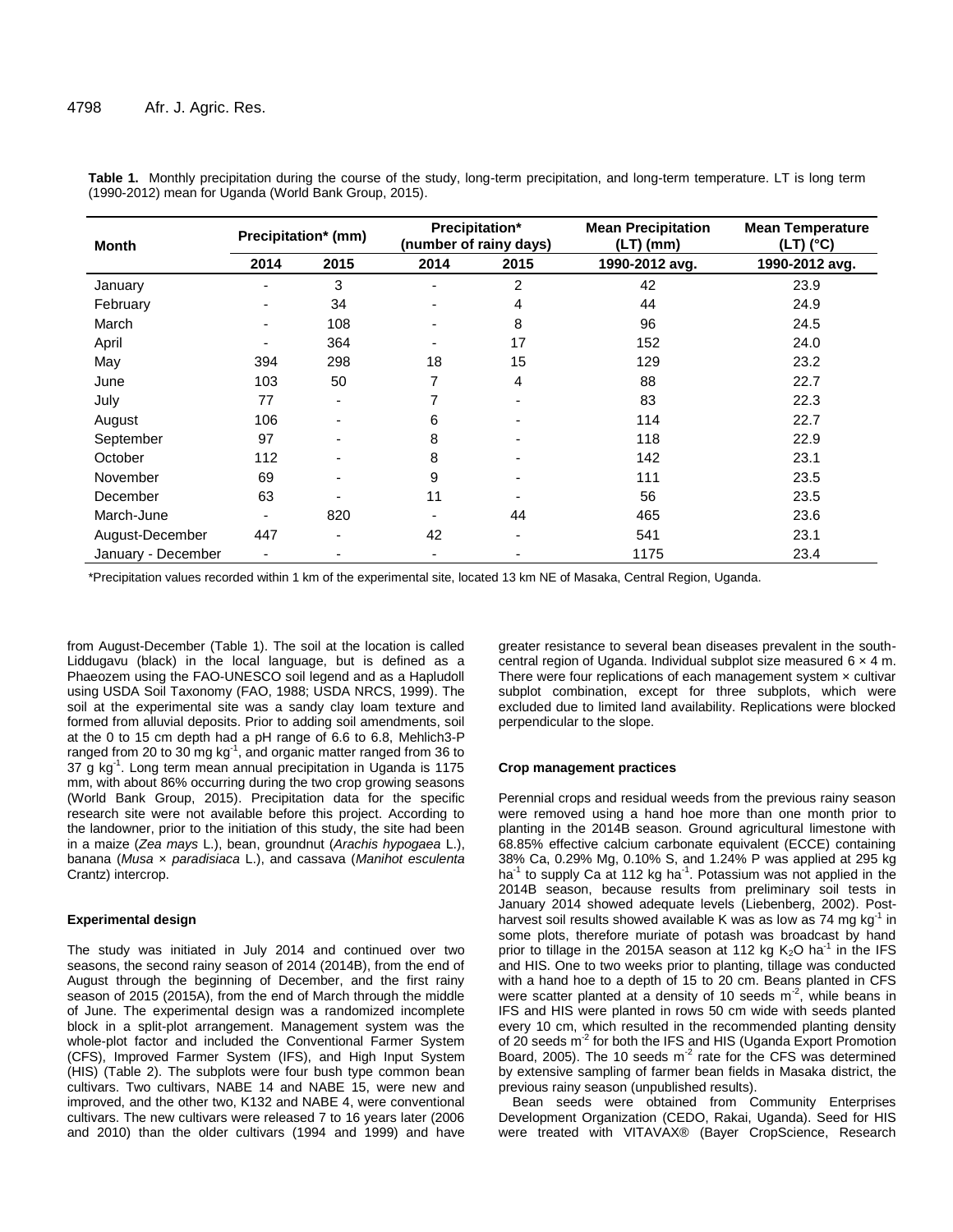**Table 1.** Monthly precipitation during the course of the study, long-term precipitation, and long-term temperature. LT is long term (1990-2012) mean for Uganda (World Bank Group, 2015).

| Month | Precipitation* (mm) | | Precipitation* (number of rainy days) | | Mean Precipitation (LT) (mm) | Mean Temperature (LT) (°C) |
|---|---|---|---|---|---|---|
| | 2014 | 2015 | 2014 | 2015 | 1990-2012 avg. | 1990-2012 avg. |
| January | - | 3 | - | 2 | 42 | 23.9 |
| February | - | 34 | - | 4 | 44 | 24.9 |
| March | - | 108 | - | 8 | 96 | 24.5 |
| April | - | 364 | - | 17 | 152 | 24.0 |
| May | 394 | 298 | 18 | 15 | 129 | 23.2 |
| June | 103 | 50 | 7 | 4 | 88 | 22.7 |
| July | 77 | - | 7 | - | 83 | 22.3 |
| August | 106 | - | 6 | - | 114 | 22.7 |
| September | 97 | - | 8 | - | 118 | 22.9 |
| October | 112 | - | 8 | - | 142 | 23.1 |
| November | 69 | - | 9 | - | 111 | 23.5 |
| December | 63 | - | 11 | - | 56 | 23.5 |
| March-June | - | 820 | - | 44 | 465 | 23.6 |
| August-December | 447 | - | 42 | - | 541 | 23.1 |
| January - December | - | - | - | - | 1175 | 23.4 |

*Precipitation values recorded within 1 km of the experimental site, located 13 km NE of Masaka, Central Region, Uganda.

from August-December (Table 1). The soil at the location is called Liddugavu (black) in the local language, but is defined as a Phaeozem using the FAO-UNESCO soil legend and as a Hapludoll using USDA Soil Taxonomy (FAO, 1988; USDA NRCS, 1999). The soil at the experimental site was a sandy clay loam texture and formed from alluvial deposits. Prior to adding soil amendments, soil at the 0 to 15 cm depth had a pH range of 6.6 to 6.8, Mehlich3-P ranged from 20 to 30 mg $kg^{-1}$, and organic matter ranged from 36 to 37 g $kg^{-1}$. Long term mean annual precipitation in Uganda is 1175 mm, with about 86% occurring during the two crop growing seasons (World Bank Group, 2015). Precipitation data for the specific research site were not available before this project. According to the landowner, prior to the initiation of this study, the site had been in a maize (*Zea mays* L.), bean, groundnut (*Arachis hypogaea* L.), banana (*Musa* × *paradisiaca* L.), and cassava (*Manihot esculenta* Crantz) intercrop.

### Experimental design

The study was initiated in July 2014 and continued over two seasons, the second rainy season of 2014 (2014B), from the end of August through the beginning of December, and the first rainy season of 2015 (2015A), from the end of March through the middle of June. The experimental design was a randomized incomplete block in a split-plot arrangement. Management system was the whole-plot factor and included the Conventional Farmer System (CFS), Improved Farmer System (IFS), and High Input System (HIS) (Table 2). The subplots were four bush type common bean cultivars. Two cultivars, NABE 14 and NABE 15, were new and improved, and the other two, K132 and NABE 4, were conventional cultivars. The new cultivars were released 7 to 16 years later (2006 and 2010) than the older cultivars (1994 and 1999) and have greater resistance to several bean diseases prevalent in the south-central region of Uganda. Individual subplot size measured 6 × 4 m. There were four replications of each management system × cultivar subplot combination, except for three subplots, which were excluded due to limited land availability. Replications were blocked perpendicular to the slope.

### Crop management practices

Perennial crops and residual weeds from the previous rainy season were removed using a hand hoe more than one month prior to planting in the 2014B season. Ground agricultural limestone with 68.85% effective calcium carbonate equivalent (ECCE) containing 38% Ca, 0.29% Mg, 0.10% S, and 1.24% P was applied at 295 kg $ha^{-1}$ to supply Ca at 112 kg $ha^{-1}$. Potassium was not applied in the 2014B season, because results from preliminary soil tests in January 2014 showed adequate levels (Liebenberg, 2002). Post-harvest soil results showed available K was as low as 74 mg $kg^{-1}$ in some plots, therefore muriate of potash was broadcast by hand prior to tillage in the 2015A season at 112 kg $K_2O$ $ha^{-1}$ in the IFS and HIS. One to two weeks prior to planting, tillage was conducted with a hand hoe to a depth of 15 to 20 cm. Beans planted in CFS were scatter planted at a density of 10 seeds $m^{-2}$, while beans in IFS and HIS were planted in rows 50 cm wide with seeds planted every 10 cm, which resulted in the recommended planting density of 20 seeds $m^{-2}$ for both the IFS and HIS (Uganda Export Promotion Board, 2005). The 10 seeds $m^{-2}$ rate for the CFS was determined by extensive sampling of farmer bean fields in Masaka district, the previous rainy season (unpublished results).

Bean seeds were obtained from Community Enterprises Development Organization (CEDO, Rakai, Uganda). Seed for HIS were treated with VITAVAX® (Bayer CropScience, Research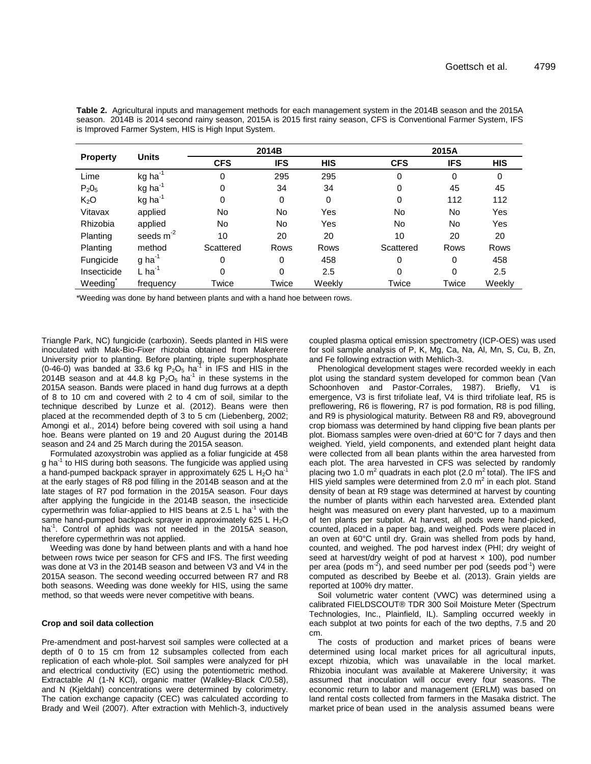**Table 2.** Agricultural inputs and management methods for each management system in the 2014B season and the 2015A season. 2014B is 2014 second rainy season, 2015A is 2015 first rainy season, CFS is Conventional Farmer System, IFS is Improved Farmer System, HIS is High Input System.

| Property | Units | 2014B | | | 2015A | | |
|---|---|---|---|---|---|---|---|
| | | CFS | IFS | HIS | CFS | IFS | HIS |
| Lime | kg $ha^{-1}$ | 0 | 295 | 295 | 0 | 0 | 0 |
| $P_2O_5$ | kg $ha^{-1}$ | 0 | 34 | 34 | 0 | 45 | 45 |
| $K_2O$ | kg $ha^{-1}$ | 0 | 0 | 0 | 0 | 112 | 112 |
| Vitavax | applied | No | No | Yes | No | No | Yes |
| Rhizobia | applied | No | No | Yes | No | No | Yes |
| Planting | seeds $m^{-2}$ | 10 | 20 | 20 | 10 | 20 | 20 |
| Planting | method | Scattered | Rows | Rows | Scattered | Rows | Rows |
| Fungicide | g $ha^{-1}$ | 0 | 0 | 458 | 0 | 0 | 458 |
| Insecticide | L $ha^{-1}$ | 0 | 0 | 2.5 | 0 | 0 | 2.5 |
| Weeding* | frequency | Twice | Twice | Weekly | Twice | Twice | Weekly |

*Weeding was done by hand between plants and with a hand hoe between rows.

Triangle Park, NC) fungicide (carboxin). Seeds planted in HIS were inoculated with Mak-Bio-Fixer rhizobia obtained from Makerere University prior to planting. Before planting, triple superphosphate (0-46-0) was banded at 33.6 kg $P_2O_5$ $ha^{-1}$ in IFS and HIS in the 2014B season and at 44.8 kg $P_2O_5$ $ha^{-1}$ in these systems in the 2015A season. Bands were placed in hand dug furrows at a depth of 8 to 10 cm and covered with 2 to 4 cm of soil, similar to the technique described by Lunze et al. (2012). Beans were then placed at the recommended depth of 3 to 5 cm (Liebenberg, 2002; Amongi et al., 2014) before being covered with soil using a hand hoe. Beans were planted on 19 and 20 August during the 2014B season and 24 and 25 March during the 2015A season.

Formulated azoxystrobin was applied as a foliar fungicide at 458 g $ha^{-1}$ to HIS during both seasons. The fungicide was applied using a hand-pumped backpack sprayer in approximately 625 L $H_2O$ $ha^{-1}$ at the early stages of R8 pod filling in the 2014B season and at the late stages of R7 pod formation in the 2015A season. Four days after applying the fungicide in the 2014B season, the insecticide cypermethrin was foliar-applied to HIS beans at 2.5 L $ha^{-1}$ with the same hand-pumped backpack sprayer in approximately 625 L $H_2O$ $ha^{-1}$. Control of aphids was not needed in the 2015A season, therefore cypermethrin was not applied.

Weeding was done by hand between plants and with a hand hoe between rows twice per season for CFS and IFS. The first weeding was done at V3 in the 2014B season and between V3 and V4 in the 2015A season. The second weeding occurred between R7 and R8 both seasons. Weeding was done weekly for HIS, using the same method, so that weeds were never competitive with beans.

#### Crop and soil data collection

Pre-amendment and post-harvest soil samples were collected at a depth of 0 to 15 cm from 12 subsamples collected from each replication of each whole-plot. Soil samples were analyzed for pH and electrical conductivity (EC) using the potentiometric method. Extractable Al (1-N KCl), organic matter (Walkley-Black C/0.58), and N (Kjeldahl) concentrations were determined by colorimetry. The cation exchange capacity (CEC) was calculated according to Brady and Weil (2007). After extraction with Mehlich-3, inductively coupled plasma optical emission spectrometry (ICP-OES) was used for soil sample analysis of P, K, Mg, Ca, Na, Al, Mn, S, Cu, B, Zn, and Fe following extraction with Mehlich-3.

Phenological development stages were recorded weekly in each plot using the standard system developed for common bean (Van Schoonhoven and Pastor-Corrales, 1987). Briefly, V1 is emergence, V3 is first trifoliate leaf, V4 is third trifoliate leaf, R5 is preflowering, R6 is flowering, R7 is pod formation, R8 is pod filling, and R9 is physiological maturity. Between R8 and R9, aboveground crop biomass was determined by hand clipping five bean plants per plot. Biomass samples were oven-dried at 60°C for 7 days and then weighed. Yield, yield components, and extended plant height data were collected from all bean plants within the area harvested from each plot. The area harvested in CFS was selected by randomly placing two 1.0 $m^2$ quadrats in each plot (2.0 $m^2$ total). The IFS and HIS yield samples were determined from 2.0 $m^2$ in each plot. Stand density of bean at R9 stage was determined at harvest by counting the number of plants within each harvested area. Extended plant height was measured on every plant harvested, up to a maximum of ten plants per subplot. At harvest, all pods were hand-picked, counted, placed in a paper bag, and weighed. Pods were placed in an oven at 60°C until dry. Grain was shelled from pods by hand, counted, and weighed. The pod harvest index (PHI; dry weight of seed at harvest/dry weight of pod at harvest × 100), pod number per area (pods $m^{-2}$), and seed number per pod (seeds $pod^{-1}$) were computed as described by Beebe et al. (2013). Grain yields are reported at 100% dry matter.

Soil volumetric water content (VWC) was determined using a calibrated FIELDSCOUT® TDR 300 Soil Moisture Meter (Spectrum Technologies, Inc., Plainfield, IL). Sampling occurred weekly in each subplot at two points for each of the two depths, 7.5 and 20 cm.

The costs of production and market prices of beans were determined using local market prices for all agricultural inputs, except rhizobia, which was unavailable in the local market. Rhizobia inoculant was available at Makerere University; it was assumed that inoculation will occur every four seasons. The economic return to labor and management (ERLM) was based on land rental costs collected from farmers in the Masaka district. The market price of bean used in the analysis assumed beans were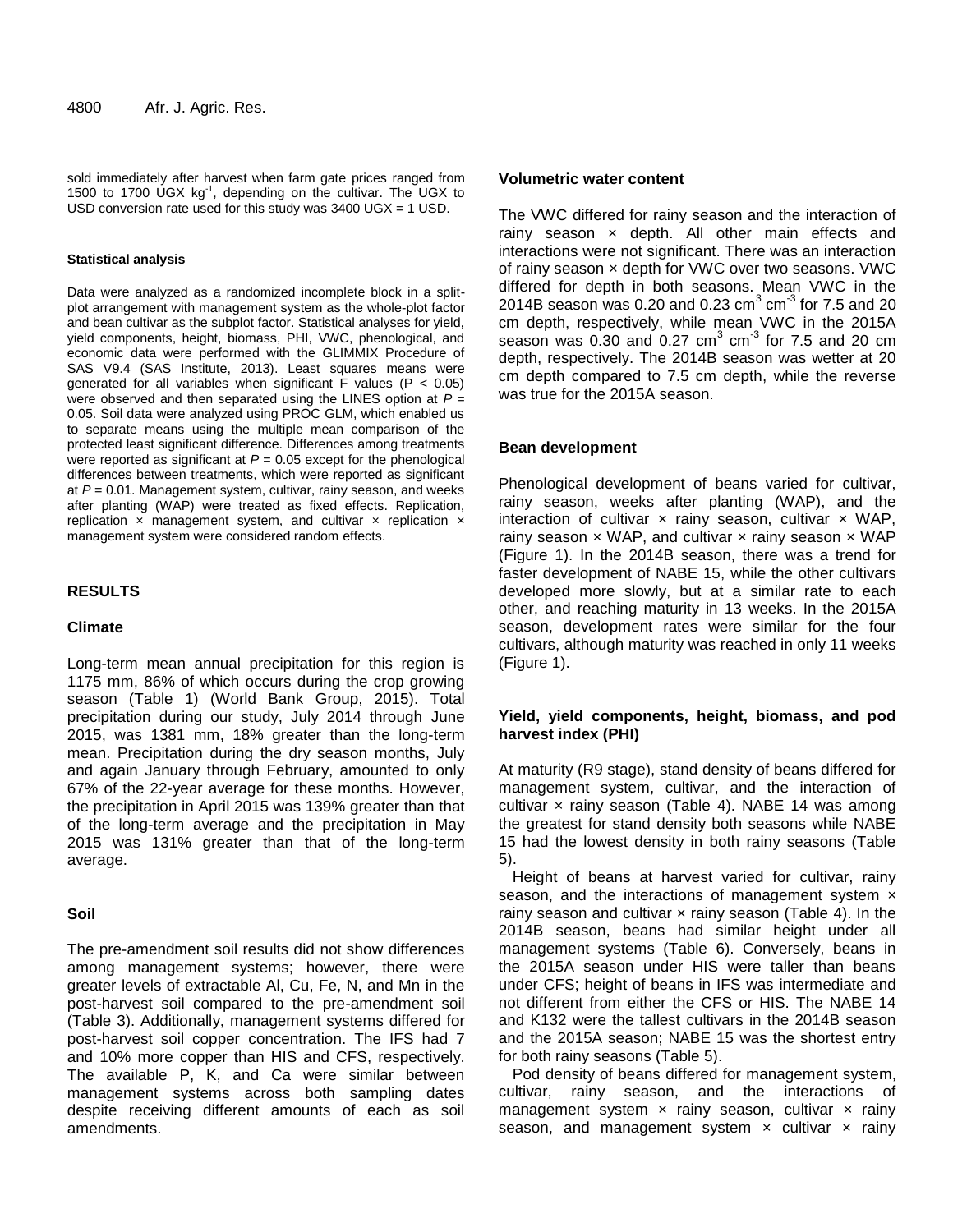sold immediately after harvest when farm gate prices ranged from 1500 to 1700 UGX $kg^{-1}$, depending on the cultivar. The UGX to USD conversion rate used for this study was 3400 UGX = 1 USD.

#### Statistical analysis

Data were analyzed as a randomized incomplete block in a split-plot arrangement with management system as the whole-plot factor and bean cultivar as the subplot factor. Statistical analyses for yield, yield components, height, biomass, PHI, VWC, phenological, and economic data were performed with the GLIMMIX Procedure of SAS V9.4 (SAS Institute, 2013). Least squares means were generated for all variables when significant F values ($P < 0.05$) were observed and then separated using the LINES option at $P$ = 0.05. Soil data were analyzed using PROC GLM, which enabled us to separate means using the multiple mean comparison of the protected least significant difference. Differences among treatments were reported as significant at $P$ = 0.05 except for the phenological differences between treatments, which were reported as significant at $P$ = 0.01. Management system, cultivar, rainy season, and weeks after planting (WAP) were treated as fixed effects. Replication, replication × management system, and cultivar × replication × management system were considered random effects.

## RESULTS

### Climate

Long-term mean annual precipitation for this region is 1175 mm, 86% of which occurs during the crop growing season (Table 1) (World Bank Group, 2015). Total precipitation during our study, July 2014 through June 2015, was 1381 mm, 18% greater than the long-term mean. Precipitation during the dry season months, July and again January through February, amounted to only 67% of the 22-year average for these months. However, the precipitation in April 2015 was 139% greater than that of the long-term average and the precipitation in May 2015 was 131% greater than that of the long-term average.

### Soil

The pre-amendment soil results did not show differences among management systems; however, there were greater levels of extractable Al, Cu, Fe, N, and Mn in the post-harvest soil compared to the pre-amendment soil (Table 3). Additionally, management systems differed for post-harvest soil copper concentration. The IFS had 7 and 10% more copper than HIS and CFS, respectively. The available P, K, and Ca were similar between management systems across both sampling dates despite receiving different amounts of each as soil amendments.

### Volumetric water content

The VWC differed for rainy season and the interaction of rainy season × depth. All other main effects and interactions were not significant. There was an interaction of rainy season × depth for VWC over two seasons. VWC differed for depth in both seasons. Mean VWC in the 2014B season was 0.20 and 0.23 $cm^3$ $cm^{-3}$ for 7.5 and 20 cm depth, respectively, while mean VWC in the 2015A season was 0.30 and 0.27 $cm^3$ $cm^{-3}$ for 7.5 and 20 cm depth, respectively. The 2014B season was wetter at 20 cm depth compared to 7.5 cm depth, while the reverse was true for the 2015A season.

### Bean development

Phenological development of beans varied for cultivar, rainy season, weeks after planting (WAP), and the interaction of cultivar × rainy season, cultivar × WAP, rainy season × WAP, and cultivar × rainy season × WAP (Figure 1). In the 2014B season, there was a trend for faster development of NABE 15, while the other cultivars developed more slowly, but at a similar rate to each other, and reaching maturity in 13 weeks. In the 2015A season, development rates were similar for the four cultivars, although maturity was reached in only 11 weeks (Figure 1).

### Yield, yield components, height, biomass, and pod harvest index (PHI)

At maturity (R9 stage), stand density of beans differed for management system, cultivar, and the interaction of cultivar × rainy season (Table 4). NABE 14 was among the greatest for stand density both seasons while NABE 15 had the lowest density in both rainy seasons (Table 5).

Height of beans at harvest varied for cultivar, rainy season, and the interactions of management system × rainy season and cultivar × rainy season (Table 4). In the 2014B season, beans had similar height under all management systems (Table 6). Conversely, beans in the 2015A season under HIS were taller than beans under CFS; height of beans in IFS was intermediate and not different from either the CFS or HIS. The NABE 14 and K132 were the tallest cultivars in the 2014B season and the 2015A season; NABE 15 was the shortest entry for both rainy seasons (Table 5).

Pod density of beans differed for management system, cultivar, rainy season, and the interactions of management system × rainy season, cultivar × rainy season, and management system × cultivar × rainy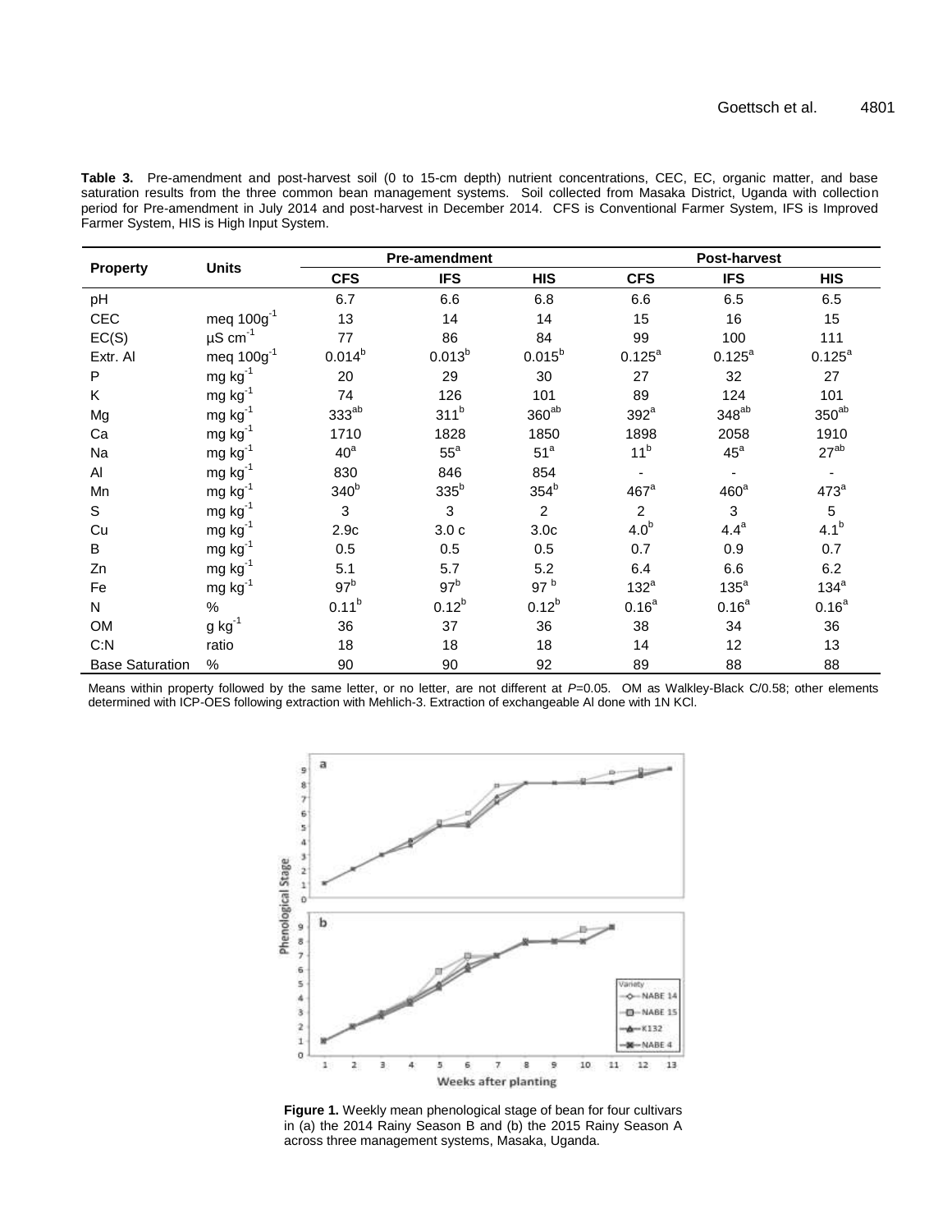**Table 3.** Pre-amendment and post-harvest soil (0 to 15-cm depth) nutrient concentrations, CEC, EC, organic matter, and base saturation results from the three common bean management systems. Soil collected from Masaka District, Uganda with collection period for Pre-amendment in July 2014 and post-harvest in December 2014. CFS is Conventional Farmer System, IFS is Improved Farmer System, HIS is High Input System.

| Property | Units | Pre-amendment | | | Post-harvest | | |
|---|---|---|---|---|---|---|---|
| | | CFS | IFS | HIS | CFS | IFS | HIS |
| pH | | 6.7 | 6.6 | 6.8 | 6.6 | 6.5 | 6.5 |
| CEC | meq $100g^{-1}$ | 13 | 14 | 14 | 15 | 16 | 15 |
| EC(S) | µS $cm^{-1}$ | 77 | 86 | 84 | 99 | 100 | 111 |
| Extr. Al | meq $100g^{-1}$ | $0.014^{b}$ | $0.013^{b}$ | $0.015^{b}$ | $0.125^{a}$ | $0.125^{a}$ | $0.125^{a}$ |
| P | mg $kg^{-1}$ | 20 | 29 | 30 | 27 | 32 | 27 |
| K | mg $kg^{-1}$ | 74 | 126 | 101 | 89 | 124 | 101 |
| Mg | mg $kg^{-1}$ | $333^{ab}$ | $311^{b}$ | $360^{ab}$ | $392^{a}$ | $348^{ab}$ | $350^{ab}$ |
| Ca | mg $kg^{-1}$ | 1710 | 1828 | 1850 | 1898 | 2058 | 1910 |
| Na | mg $kg^{-1}$ | $40^{a}$ | $55^{a}$ | $51^{a}$ | $11^{b}$ | $45^{a}$ | $27^{ab}$ |
| Al | mg $kg^{-1}$ | 830 | 846 | 854 | - | - | - |
| Mn | mg $kg^{-1}$ | $340^{b}$ | $335^{b}$ | $354^{b}$ | $467^{a}$ | $460^{a}$ | $473^{a}$ |
| S | mg $kg^{-1}$ | 3 | 3 | 2 | 2 | 3 | 5 |
| Cu | mg $kg^{-1}$ | 2.9c | 3.0 c | 3.0c | $4.0^{b}$ | $4.4^{a}$ | $4.1^{b}$ |
| B | mg $kg^{-1}$ | 0.5 | 0.5 | 0.5 | 0.7 | 0.9 | 0.7 |
| Zn | mg $kg^{-1}$ | 5.1 | 5.7 | 5.2 | 6.4 | 6.6 | 6.2 |
| Fe | mg $kg^{-1}$ | $97^{b}$ | $97^{b}$ | $97^{b}$ | $132^{a}$ | $135^{a}$ | $134^{a}$ |
| N | % | $0.11^{b}$ | $0.12^{b}$ | $0.12^{b}$ | $0.16^{a}$ | $0.16^{a}$ | $0.16^{a}$ |
| OM | g $kg^{-1}$ | 36 | 37 | 36 | 38 | 34 | 36 |
| C:N | ratio | 18 | 18 | 18 | 14 | 12 | 13 |
| Base Saturation | % | 90 | 90 | 92 | 89 | 88 | 88 |

Means within property followed by the same letter, or no letter, are not different at *P*=0.05. OM as Walkley-Black C/0.58; other elements determined with ICP-OES following extraction with Mehlich-3. Extraction of exchangeable Al done with 1N KCl.

**Figure 1.** Weekly mean phenological stage of bean for four cultivars in (a) the 2014 Rainy Season B and (b) the 2015 Rainy Season A across three management systems, Masaka, Uganda.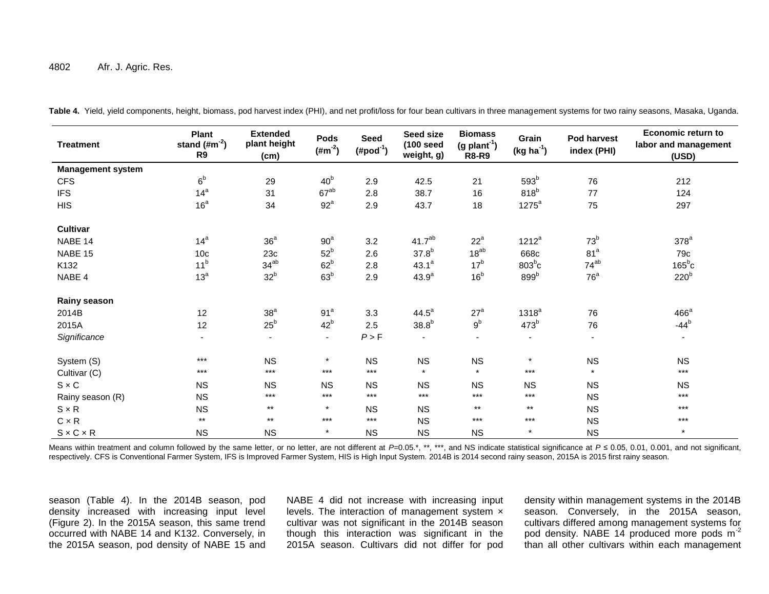**Table 4.** Yield, yield components, height, biomass, pod harvest index (PHI), and net profit/loss for four bean cultivars in three management systems for two rainy seasons, Masaka, Uganda.

| Treatment | Plant stand (#m$^{-2}$) R9 | Extended plant height (cm) | Pods (#m$^{-2}$) | Seed (#pod$^{-1}$) | Seed size (100 seed weight, g) | Biomass (g plant$^{-1}$) R8-R9 | Grain (kg ha$^{-1}$) | Pod harvest index (PHI) | Economic return to labor and management (USD) |
|---|---|---|---|---|---|---|---|---|---|
| **Management system** | | | | | | | | | |
| CFS | 6$^{b}$ | 29 | 40$^{b}$ | 2.9 | 42.5 | 21 | 593$^{b}$ | 76 | 212 |
| IFS | 14$^{a}$ | 31 | 67$^{ab}$ | 2.8 | 38.7 | 16 | 818$^{b}$ | 77 | 124 |
| HIS | 16$^{a}$ | 34 | 92$^{a}$ | 2.9 | 43.7 | 18 | 1275$^{a}$ | 75 | 297 |
| **Cultivar** | | | | | | | | | |
| NABE 14 | 14$^{a}$ | 36$^{a}$ | 90$^{a}$ | 3.2 | 41.7$^{ab}$ | 22$^{a}$ | 1212$^{a}$ | 73$^{b}$ | 378$^{a}$ |
| NABE 15 | 10c | 23c | 52$^{b}$ | 2.6 | 37.8$^{b}$ | 18$^{ab}$ | 668c | 81$^{a}$ | 79c |
| K132 | 11$^{b}$ | 34$^{ab}$ | 62$^{b}$ | 2.8 | 43.1$^{a}$ | 17$^{b}$ | 803$^{b}$c | 74$^{ab}$ | 165$^{b}$c |
| NABE 4 | 13$^{a}$ | 32$^{b}$ | 63$^{b}$ | 2.9 | 43.9$^{a}$ | 16$^{b}$ | 899$^{b}$ | 76$^{a}$ | 220$^{b}$ |
| **Rainy season** | | | | | | | | | |
| 2014B | 12 | 38$^{a}$ | 91$^{a}$ | 3.3 | 44.5$^{a}$ | 27$^{a}$ | 1318$^{a}$ | 76 | 466$^{a}$ |
| 2015A | 12 | 25$^{b}$ | 42$^{b}$ | 2.5 | 38.8$^{b}$ | 9$^{b}$ | 473$^{b}$ | 76 | -44$^{b}$ |
| *Significance* | - | - | - | $P > F$ | - | - | - | - | - |
| System (S) | *** | NS | * | NS | NS | NS | * | NS | NS |
| Cultivar (C) | *** | *** | *** | *** | * | * | *** | * | *** |
| S × C | NS | NS | NS | NS | NS | NS | NS | NS | NS |
| Rainy season (R) | NS | *** | *** | *** | *** | *** | *** | NS | *** |
| S × R | NS | ** | * | NS | NS | ** | ** | NS | *** |
| C × R | ** | ** | *** | *** | NS | *** | *** | NS | *** |
| S × C × R | NS | NS | * | NS | NS | NS | * | NS | * |

Means within treatment and column followed by the same letter, or no letter, are not different at $P$=0.05.*, **, ***, and NS indicate statistical significance at $P \leq 0.05$, 0.01, 0.001, and not significant, respectively. CFS is Conventional Farmer System, IFS is Improved Farmer System, HIS is High Input System. 2014B is 2014 second rainy season, 2015A is 2015 first rainy season.

season (Table 4). In the 2014B season, pod density increased with increasing input level (Figure 2). In the 2015A season, this same trend occurred with NABE 14 and K132. Conversely, in the 2015A season, pod density of NABE 15 and NABE 4 did not increase with increasing input levels. The interaction of management system × cultivar was not significant in the 2014B season though this interaction was significant in the 2015A season. Cultivars did not differ for pod density within management systems in the 2014B season. Conversely, in the 2015A season, cultivars differed among management systems for pod density. NABE 14 produced more pods m$^{-2}$ than all other cultivars within each management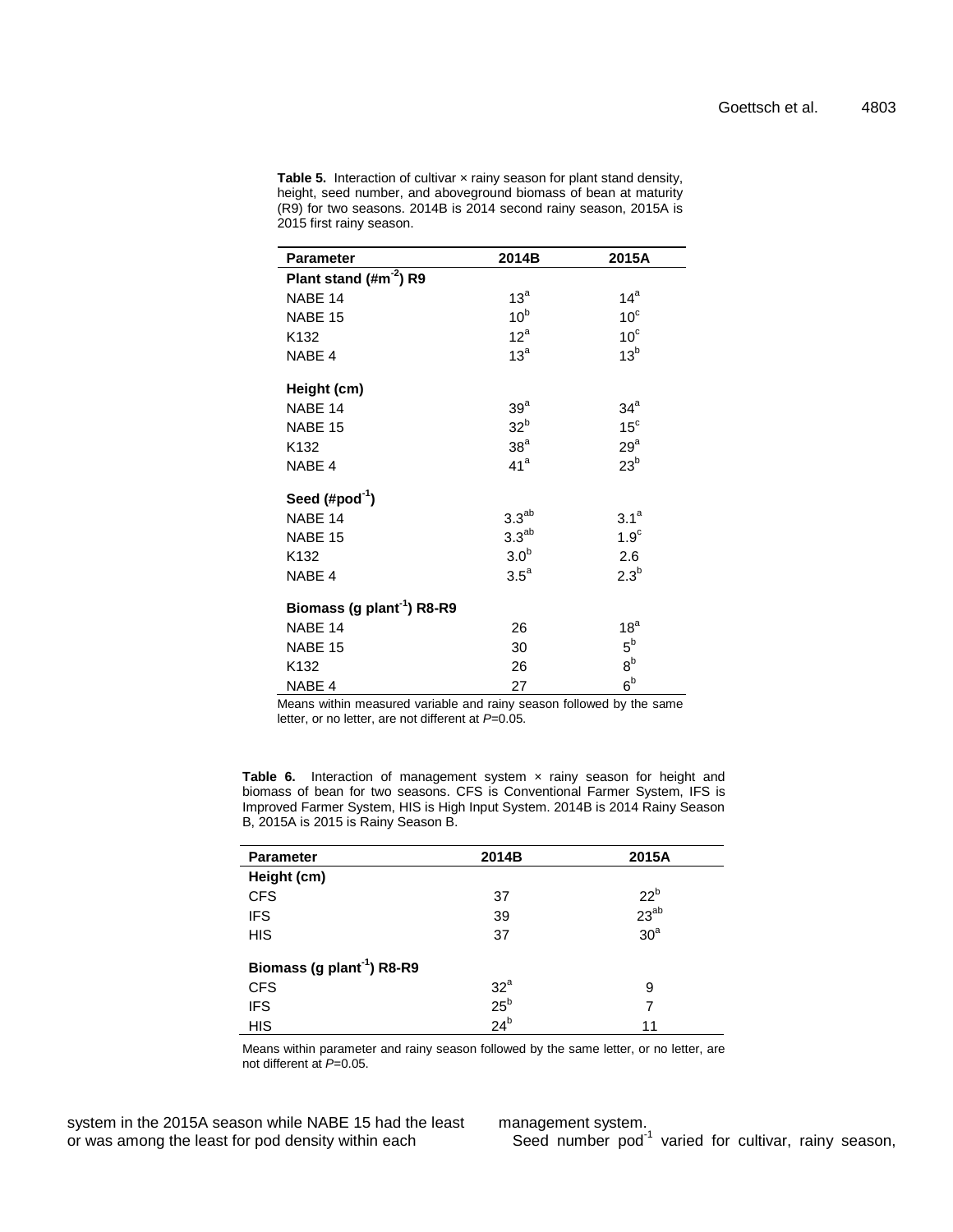**Table 5.** Interaction of cultivar × rainy season for plant stand density, height, seed number, and aboveground biomass of bean at maturity (R9) for two seasons. 2014B is 2014 second rainy season, 2015A is 2015 first rainy season.

| Parameter | 2014B | 2015A |
|---|---|---|
| **Plant stand (#m$^{-2}$) R9** | | |
| NABE 14 | $13^{a}$ | $14^{a}$ |
| NABE 15 | $10^{b}$ | $10^{c}$ |
| K132 | $12^{a}$ | $10^{c}$ |
| NABE 4 | $13^{a}$ | $13^{b}$ |
| **Height (cm)** | | |
| NABE 14 | $39^{a}$ | $34^{a}$ |
| NABE 15 | $32^{b}$ | $15^{c}$ |
| K132 | $38^{a}$ | $29^{a}$ |
| NABE 4 | $41^{a}$ | $23^{b}$ |
| **Seed (#pod$^{-1}$)** | | |
| NABE 14 | $3.3^{ab}$ | $3.1^{a}$ |
| NABE 15 | $3.3^{ab}$ | $1.9^{c}$ |
| K132 | $3.0^{b}$ | 2.6 |
| NABE 4 | $3.5^{a}$ | $2.3^{b}$ |
| **Biomass (g plant$^{-1}$) R8-R9** | | |
| NABE 14 | 26 | $18^{a}$ |
| NABE 15 | 30 | $5^{b}$ |
| K132 | 26 | $8^{b}$ |
| NABE 4 | 27 | $6^{b}$ |

Means within measured variable and rainy season followed by the same letter, or no letter, are not different at *P*=0.05.

**Table 6.** Interaction of management system × rainy season for height and biomass of bean for two seasons. CFS is Conventional Farmer System, IFS is Improved Farmer System, HIS is High Input System. 2014B is 2014 Rainy Season B, 2015A is 2015 is Rainy Season B.

| Parameter | 2014B | 2015A |
|---|---|---|
| **Height (cm)** | | |
| CFS | 37 | $22^{b}$ |
| IFS | 39 | $23^{ab}$ |
| HIS | 37 | $30^{a}$ |
| **Biomass (g plant$^{-1}$) R8-R9** | | |
| CFS | $32^{a}$ | 9 |
| IFS | $25^{b}$ | 7 |
| HIS | $24^{b}$ | 11 |

Means within parameter and rainy season followed by the same letter, or no letter, are not different at *P*=0.05.

system in the 2015A season while NABE 15 had the least or was among the least for pod density within each management system.

Seed number pod$^{-1}$ varied for cultivar, rainy season,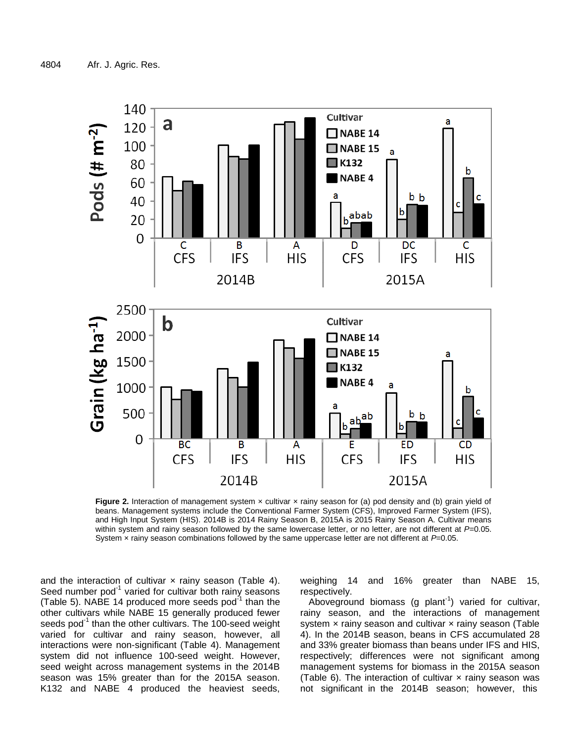**Figure 2.** Interaction of management system × cultivar × rainy season for (a) pod density and (b) grain yield of beans. Management systems include the Conventional Farmer System (CFS), Improved Farmer System (IFS), and High Input System (HIS). 2014B is 2014 Rainy Season B, 2015A is 2015 Rainy Season A. Cultivar means within system and rainy season followed by the same lowercase letter, or no letter, are not different at $P$=0.05. System × rainy season combinations followed by the same uppercase letter are not different at $P$=0.05.

and the interaction of cultivar × rainy season (Table 4). Seed number pod$^{-1}$ varied for cultivar both rainy seasons (Table 5). NABE 14 produced more seeds pod$^{-1}$ than the other cultivars while NABE 15 generally produced fewer seeds pod$^{-1}$ than the other cultivars. The 100-seed weight varied for cultivar and rainy season, however, all interactions were non-significant (Table 4). Management system did not influence 100-seed weight. However, seed weight across management systems in the 2014B season was 15% greater than for the 2015A season. K132 and NABE 4 produced the heaviest seeds, weighing 14 and 16% greater than NABE 15, respectively.

Aboveground biomass (g plant$^{-1}$) varied for cultivar, rainy season, and the interactions of management system × rainy season and cultivar × rainy season (Table 4). In the 2014B season, beans in CFS accumulated 28 and 33% greater biomass than beans under IFS and HIS, respectively; differences were not significant among management systems for biomass in the 2015A season (Table 6). The interaction of cultivar × rainy season was not significant in the 2014B season; however, this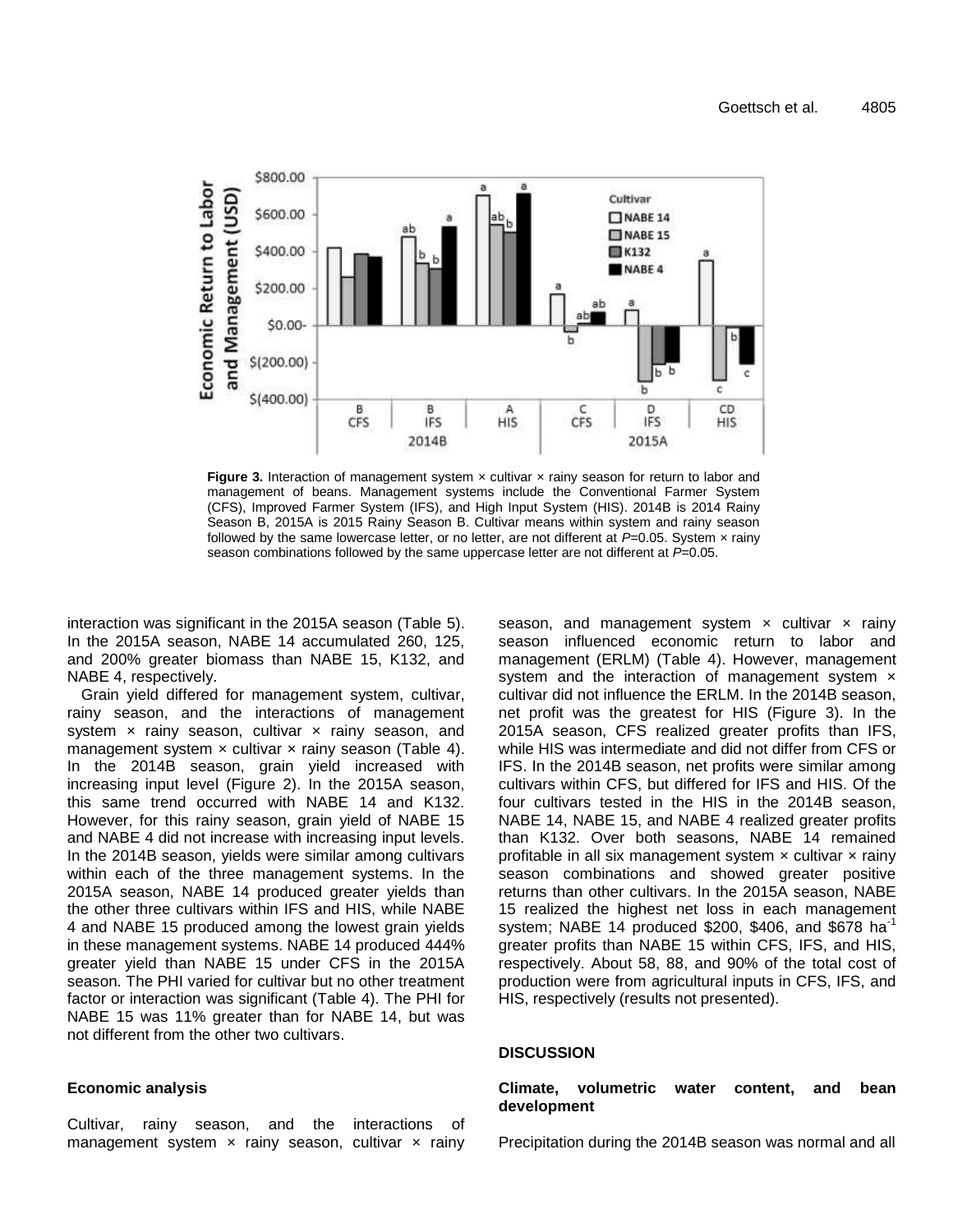**Figure 3.** Interaction of management system × cultivar × rainy season for return to labor and management of beans. Management systems include the Conventional Farmer System (CFS), Improved Farmer System (IFS), and High Input System (HIS). 2014B is 2014 Rainy Season B, 2015A is 2015 Rainy Season B. Cultivar means within system and rainy season followed by the same lowercase letter, or no letter, are not different at $P$=0.05. System × rainy season combinations followed by the same uppercase letter are not different at $P$=0.05.

interaction was significant in the 2015A season (Table 5). In the 2015A season, NABE 14 accumulated 260, 125, and 200% greater biomass than NABE 15, K132, and NABE 4, respectively.

Grain yield differed for management system, cultivar, rainy season, and the interactions of management system × rainy season, cultivar × rainy season, and management system × cultivar × rainy season (Table 4). In the 2014B season, grain yield increased with increasing input level (Figure 2). In the 2015A season, this same trend occurred with NABE 14 and K132. However, for this rainy season, grain yield of NABE 15 and NABE 4 did not increase with increasing input levels. In the 2014B season, yields were similar among cultivars within each of the three management systems. In the 2015A season, NABE 14 produced greater yields than the other three cultivars within IFS and HIS, while NABE 4 and NABE 15 produced among the lowest grain yields in these management systems. NABE 14 produced 444% greater yield than NABE 15 under CFS in the 2015A season. The PHI varied for cultivar but no other treatment factor or interaction was significant (Table 4). The PHI for NABE 15 was 11% greater than for NABE 14, but was not different from the other two cultivars.

### Economic analysis

Cultivar, rainy season, and the interactions of management system × rainy season, cultivar × rainy season, and management system × cultivar × rainy season influenced economic return to labor and management (ERLM) (Table 4). However, management system and the interaction of management system × cultivar did not influence the ERLM. In the 2014B season, net profit was the greatest for HIS (Figure 3). In the 2015A season, CFS realized greater profits than IFS, while HIS was intermediate and did not differ from CFS or IFS. In the 2014B season, net profits were similar among cultivars within CFS, but differed for IFS and HIS. Of the four cultivars tested in the HIS in the 2014B season, NABE 14, NABE 15, and NABE 4 realized greater profits than K132. Over both seasons, NABE 14 remained profitable in all six management system × cultivar × rainy season combinations and showed greater positive returns than other cultivars. In the 2015A season, NABE 15 realized the highest net loss in each management system; NABE 14 produced \$200, \$406, and \$678 ha$^{-1}$ greater profits than NABE 15 within CFS, IFS, and HIS, respectively. About 58, 88, and 90% of the total cost of production were from agricultural inputs in CFS, IFS, and HIS, respectively (results not presented).

## DISCUSSION

### Climate, volumetric water content, and bean development

Precipitation during the 2014B season was normal and all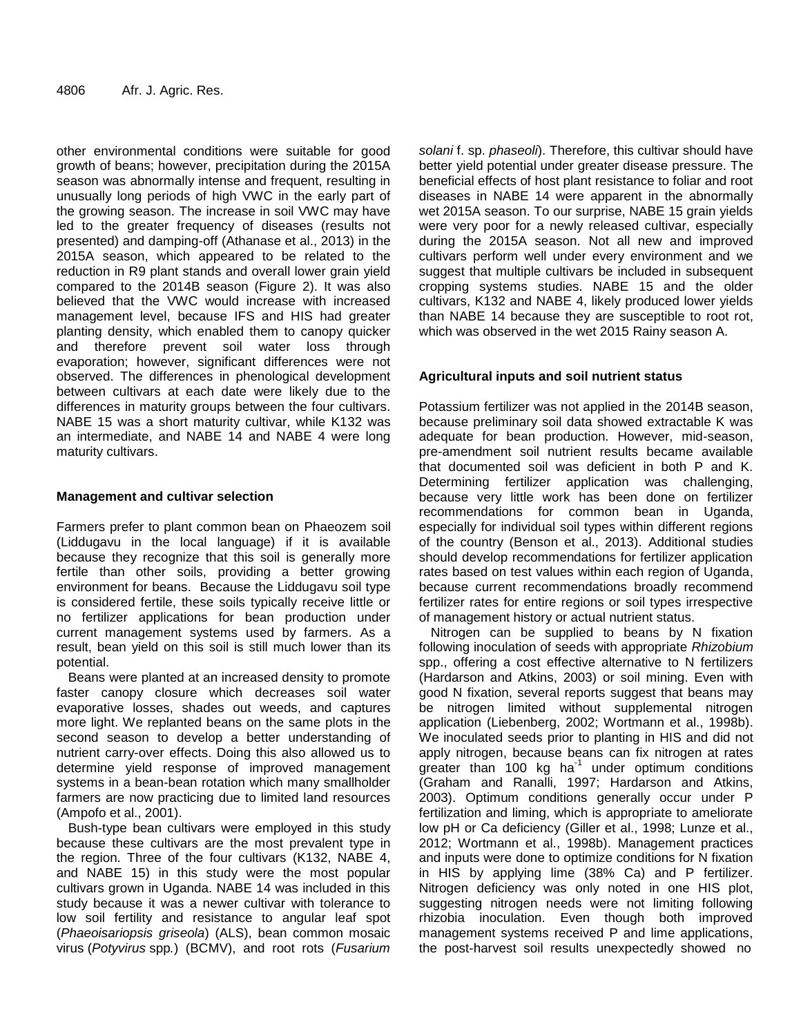other environmental conditions were suitable for good growth of beans; however, precipitation during the 2015A season was abnormally intense and frequent, resulting in unusually long periods of high VWC in the early part of the growing season. The increase in soil VWC may have led to the greater frequency of diseases (results not presented) and damping-off (Athanase et al., 2013) in the 2015A season, which appeared to be related to the reduction in R9 plant stands and overall lower grain yield compared to the 2014B season (Figure 2). It was also believed that the VWC would increase with increased management level, because IFS and HIS had greater planting density, which enabled them to canopy quicker and therefore prevent soil water loss through evaporation; however, significant differences were not observed. The differences in phenological development between cultivars at each date were likely due to the differences in maturity groups between the four cultivars. NABE 15 was a short maturity cultivar, while K132 was an intermediate, and NABE 14 and NABE 4 were long maturity cultivars.

### Management and cultivar selection

Farmers prefer to plant common bean on Phaeozem soil (Liddugavu in the local language) if it is available because they recognize that this soil is generally more fertile than other soils, providing a better growing environment for beans. Because the Liddugavu soil type is considered fertile, these soils typically receive little or no fertilizer applications for bean production under current management systems used by farmers. As a result, bean yield on this soil is still much lower than its potential.

Beans were planted at an increased density to promote faster canopy closure which decreases soil water evaporative losses, shades out weeds, and captures more light. We replanted beans on the same plots in the second season to develop a better understanding of nutrient carry-over effects. Doing this also allowed us to determine yield response of improved management systems in a bean-bean rotation which many smallholder farmers are now practicing due to limited land resources (Ampofo et al., 2001).

Bush-type bean cultivars were employed in this study because these cultivars are the most prevalent type in the region. Three of the four cultivars (K132, NABE 4, and NABE 15) in this study were the most popular cultivars grown in Uganda. NABE 14 was included in this study because it was a newer cultivar with tolerance to low soil fertility and resistance to angular leaf spot (*Phaeoisariopsis griseola*) (ALS), bean common mosaic virus (*Potyvirus* spp.) (BCMV), and root rots (*Fusarium solani* f. sp. *phaseoli*). Therefore, this cultivar should have better yield potential under greater disease pressure. The beneficial effects of host plant resistance to foliar and root diseases in NABE 14 were apparent in the abnormally wet 2015A season. To our surprise, NABE 15 grain yields were very poor for a newly released cultivar, especially during the 2015A season. Not all new and improved cultivars perform well under every environment and we suggest that multiple cultivars be included in subsequent cropping systems studies. NABE 15 and the older cultivars, K132 and NABE 4, likely produced lower yields than NABE 14 because they are susceptible to root rot, which was observed in the wet 2015 Rainy season A.

### Agricultural inputs and soil nutrient status

Potassium fertilizer was not applied in the 2014B season, because preliminary soil data showed extractable K was adequate for bean production. However, mid-season, pre-amendment soil nutrient results became available that documented soil was deficient in both P and K. Determining fertilizer application was challenging, because very little work has been done on fertilizer recommendations for common bean in Uganda, especially for individual soil types within different regions of the country (Benson et al., 2013). Additional studies should develop recommendations for fertilizer application rates based on test values within each region of Uganda, because current recommendations broadly recommend fertilizer rates for entire regions or soil types irrespective of management history or actual nutrient status.

Nitrogen can be supplied to beans by N fixation following inoculation of seeds with appropriate *Rhizobium* spp., offering a cost effective alternative to N fertilizers (Hardarson and Atkins, 2003) or soil mining. Even with good N fixation, several reports suggest that beans may be nitrogen limited without supplemental nitrogen application (Liebenberg, 2002; Wortmann et al., 1998b). We inoculated seeds prior to planting in HIS and did not apply nitrogen, because beans can fix nitrogen at rates greater than 100 kg ha$^{-1}$ under optimum conditions (Graham and Ranalli, 1997; Hardarson and Atkins, 2003). Optimum conditions generally occur under P fertilization and liming, which is appropriate to ameliorate low pH or Ca deficiency (Giller et al., 1998; Lunze et al., 2012; Wortmann et al., 1998b). Management practices and inputs were done to optimize conditions for N fixation in HIS by applying lime (38% Ca) and P fertilizer. Nitrogen deficiency was only noted in one HIS plot, suggesting nitrogen needs were not limiting following rhizobia inoculation. Even though both improved management systems received P and lime applications, the post-harvest soil results unexpectedly showed no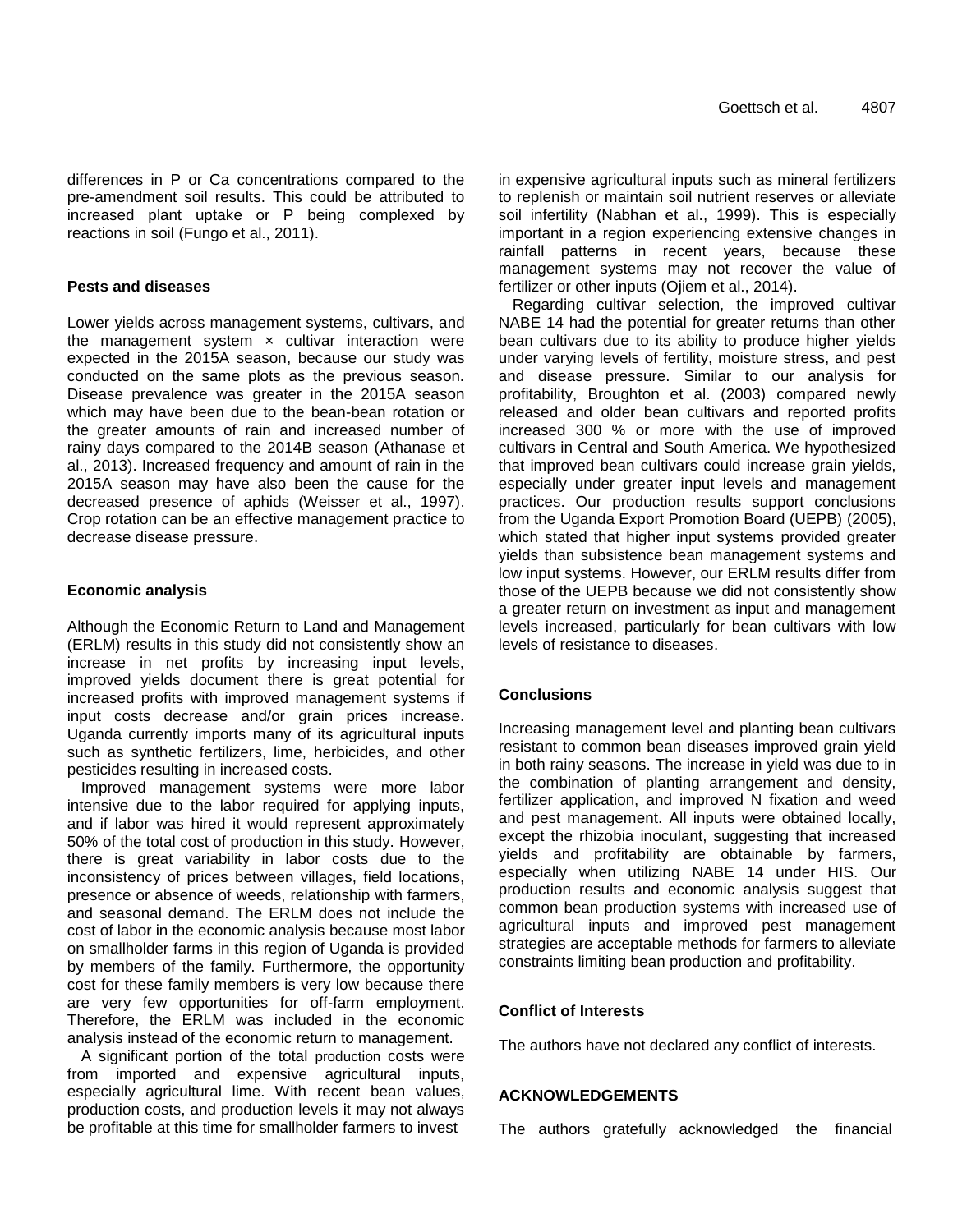differences in P or Ca concentrations compared to the pre-amendment soil results. This could be attributed to increased plant uptake or P being complexed by reactions in soil (Fungo et al., 2011).

### Pests and diseases

Lower yields across management systems, cultivars, and the management system × cultivar interaction were expected in the 2015A season, because our study was conducted on the same plots as the previous season. Disease prevalence was greater in the 2015A season which may have been due to the bean-bean rotation or the greater amounts of rain and increased number of rainy days compared to the 2014B season (Athanase et al., 2013). Increased frequency and amount of rain in the 2015A season may have also been the cause for the decreased presence of aphids (Weisser et al., 1997). Crop rotation can be an effective management practice to decrease disease pressure.

### Economic analysis

Although the Economic Return to Land and Management (ERLM) results in this study did not consistently show an increase in net profits by increasing input levels, improved yields document there is great potential for increased profits with improved management systems if input costs decrease and/or grain prices increase. Uganda currently imports many of its agricultural inputs such as synthetic fertilizers, lime, herbicides, and other pesticides resulting in increased costs.

Improved management systems were more labor intensive due to the labor required for applying inputs, and if labor was hired it would represent approximately 50% of the total cost of production in this study. However, there is great variability in labor costs due to the inconsistency of prices between villages, field locations, presence or absence of weeds, relationship with farmers, and seasonal demand. The ERLM does not include the cost of labor in the economic analysis because most labor on smallholder farms in this region of Uganda is provided by members of the family. Furthermore, the opportunity cost for these family members is very low because there are very few opportunities for off-farm employment. Therefore, the ERLM was included in the economic analysis instead of the economic return to management.

A significant portion of the total production costs were from imported and expensive agricultural inputs, especially agricultural lime. With recent bean values, production costs, and production levels it may not always be profitable at this time for smallholder farmers to invest in expensive agricultural inputs such as mineral fertilizers to replenish or maintain soil nutrient reserves or alleviate soil infertility (Nabhan et al., 1999). This is especially important in a region experiencing extensive changes in rainfall patterns in recent years, because these management systems may not recover the value of fertilizer or other inputs (Ojiem et al., 2014).

Regarding cultivar selection, the improved cultivar NABE 14 had the potential for greater returns than other bean cultivars due to its ability to produce higher yields under varying levels of fertility, moisture stress, and pest and disease pressure. Similar to our analysis for profitability, Broughton et al. (2003) compared newly released and older bean cultivars and reported profits increased 300 % or more with the use of improved cultivars in Central and South America. We hypothesized that improved bean cultivars could increase grain yields, especially under greater input levels and management practices. Our production results support conclusions from the Uganda Export Promotion Board (UEPB) (2005), which stated that higher input systems provided greater yields than subsistence bean management systems and low input systems. However, our ERLM results differ from those of the UEPB because we did not consistently show a greater return on investment as input and management levels increased, particularly for bean cultivars with low levels of resistance to diseases.

## Conclusions

Increasing management level and planting bean cultivars resistant to common bean diseases improved grain yield in both rainy seasons. The increase in yield was due to in the combination of planting arrangement and density, fertilizer application, and improved N fixation and weed and pest management. All inputs were obtained locally, except the rhizobia inoculant, suggesting that increased yields and profitability are obtainable by farmers, especially when utilizing NABE 14 under HIS. Our production results and economic analysis suggest that common bean production systems with increased use of agricultural inputs and improved pest management strategies are acceptable methods for farmers to alleviate constraints limiting bean production and profitability.

## Conflict of Interests

The authors have not declared any conflict of interests.

## ACKNOWLEDGEMENTS

The authors gratefully acknowledged the financial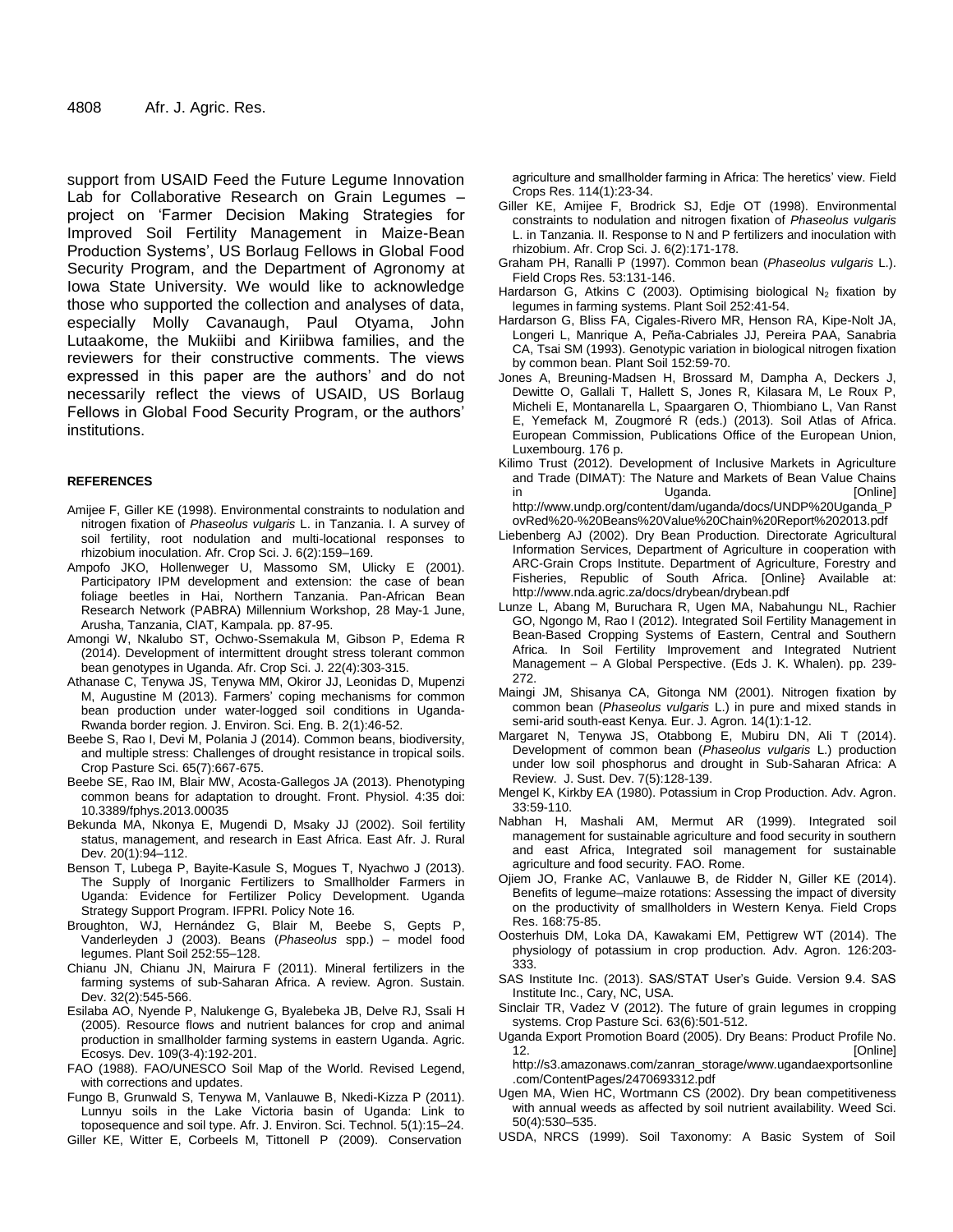support from USAID Feed the Future Legume Innovation Lab for Collaborative Research on Grain Legumes – project on 'Farmer Decision Making Strategies for Improved Soil Fertility Management in Maize-Bean Production Systems', US Borlaug Fellows in Global Food Security Program, and the Department of Agronomy at Iowa State University. We would like to acknowledge those who supported the collection and analyses of data, especially Molly Cavanaugh, Paul Otyama, John Lutaakome, the Mukiibi and Kiriibwa families, and the reviewers for their constructive comments. The views expressed in this paper are the authors' and do not necessarily reflect the views of USAID, US Borlaug Fellows in Global Food Security Program, or the authors' institutions.

## REFERENCES

Amijee F, Giller KE (1998). Environmental constraints to nodulation and nitrogen fixation of *Phaseolus vulgaris* L. in Tanzania. I. A survey of soil fertility, root nodulation and multi-locational responses to rhizobium inoculation. Afr. Crop Sci. J. 6(2):159–169.

Ampofo JKO, Hollenweger U, Massomo SM, Ulicky E (2001). Participatory IPM development and extension: the case of bean foliage beetles in Hai, Northern Tanzania. Pan-African Bean Research Network (PABRA) Millennium Workshop, 28 May-1 June, Arusha, Tanzania, CIAT, Kampala. pp. 87-95.

Amongi W, Nkalubo ST, Ochwo-Ssemakula M, Gibson P, Edema R (2014). Development of intermittent drought stress tolerant common bean genotypes in Uganda. Afr. Crop Sci. J. 22(4):303-315.

Athanase C, Tenywa JS, Tenywa MM, Okiror JJ, Leonidas D, Mupenzi M, Augustine M (2013). Farmers' coping mechanisms for common bean production under water-logged soil conditions in Uganda-Rwanda border region. J. Environ. Sci. Eng. B. 2(1):46-52.

Beebe S, Rao I, Devi M, Polania J (2014). Common beans, biodiversity, and multiple stress: Challenges of drought resistance in tropical soils. Crop Pasture Sci. 65(7):667-675.

Beebe SE, Rao IM, Blair MW, Acosta-Gallegos JA (2013). Phenotyping common beans for adaptation to drought. Front. Physiol. 4:35 doi: 10.3389/fphys.2013.00035

Bekunda MA, Nkonya E, Mugendi D, Msaky JJ (2002). Soil fertility status, management, and research in East Africa. East Afr. J. Rural Dev. 20(1):94–112.

Benson T, Lubega P, Bayite-Kasule S, Mogues T, Nyachwo J (2013). The Supply of Inorganic Fertilizers to Smallholder Farmers in Uganda: Evidence for Fertilizer Policy Development. Uganda Strategy Support Program. IFPRI. Policy Note 16.

Broughton, WJ, Hernández G, Blair M, Beebe S, Gepts P, Vanderleyden J (2003). Beans (*Phaseolus* spp.) – model food legumes. Plant Soil 252:55–128.

Chianu JN, Chianu JN, Mairura F (2011). Mineral fertilizers in the farming systems of sub-Saharan Africa. A review. Agron. Sustain. Dev. 32(2):545-566.

Esilaba AO, Nyende P, Nalukenge G, Byalebeka JB, Delve RJ, Ssali H (2005). Resource flows and nutrient balances for crop and animal production in smallholder farming systems in eastern Uganda. Agric. Ecosys. Dev. 109(3-4):192-201.

FAO (1988). FAO/UNESCO Soil Map of the World. Revised Legend, with corrections and updates.

Fungo B, Grunwald S, Tenywa M, Vanlauwe B, Nkedi-Kizza P (2011). Lunnyu soils in the Lake Victoria basin of Uganda: Link to toposequence and soil type. Afr. J. Environ. Sci. Technol. 5(1):15–24.

Giller KE, Witter E, Corbeels M, Tittonell P (2009). Conservation agriculture and smallholder farming in Africa: The heretics' view. Field Crops Res. 114(1):23-34.

Giller KE, Amijee F, Brodrick SJ, Edje OT (1998). Environmental constraints to nodulation and nitrogen fixation of *Phaseolus vulgaris* L. in Tanzania. II. Response to N and P fertilizers and inoculation with rhizobium. Afr. Crop Sci. J. 6(2):171-178.

Graham PH, Ranalli P (1997). Common bean (*Phaseolus vulgaris* L.). Field Crops Res. 53:131-146.

Hardarson G, Atkins C (2003). Optimising biological $N_2$ fixation by legumes in farming systems. Plant Soil 252:41-54.

Hardarson G, Bliss FA, Cigales-Rivero MR, Henson RA, Kipe-Nolt JA, Longeri L, Manrique A, Peña-Cabriales JJ, Pereira PAA, Sanabria CA, Tsai SM (1993). Genotypic variation in biological nitrogen fixation by common bean. Plant Soil 152:59-70.

Jones A, Breuning-Madsen H, Brossard M, Dampha A, Deckers J, Dewitte O, Gallali T, Hallett S, Jones R, Kilasara M, Le Roux P, Micheli E, Montanarella L, Spaargaren O, Thiombiano L, Van Ranst E, Yemefack M, Zougmoré R (eds.) (2013). Soil Atlas of Africa. European Commission, Publications Office of the European Union, Luxembourg. 176 p.

Kilimo Trust (2012). Development of Inclusive Markets in Agriculture and Trade (DIMAT): The Nature and Markets of Bean Value Chains in Uganda. [Online] http://www.undp.org/content/dam/uganda/docs/UNDP%20Uganda_PovRed%20-%20Beans%20Value%20Chain%20Report%202013.pdf

Liebenberg AJ (2002). Dry Bean Production. Directorate Agricultural Information Services, Department of Agriculture in cooperation with ARC-Grain Crops Institute. Department of Agriculture, Forestry and Fisheries, Republic of South Africa. [Online} Available at: http://www.nda.agric.za/docs/drybean/drybean.pdf

Lunze L, Abang M, Buruchara R, Ugen MA, Nabahungu NL, Rachier GO, Ngongo M, Rao I (2012). Integrated Soil Fertility Management in Bean-Based Cropping Systems of Eastern, Central and Southern Africa. In Soil Fertility Improvement and Integrated Nutrient Management – A Global Perspective. (Eds J. K. Whalen). pp. 239-272.

Maingi JM, Shisanya CA, Gitonga NM (2001). Nitrogen fixation by common bean (*Phaseolus vulgaris* L.) in pure and mixed stands in semi-arid south-east Kenya. Eur. J. Agron. 14(1):1-12.

Margaret N, Tenywa JS, Otabbong E, Mubiru DN, Ali T (2014). Development of common bean (*Phaseolus vulgaris* L.) production under low soil phosphorus and drought in Sub-Saharan Africa: A Review. J. Sust. Dev. 7(5):128-139.

Mengel K, Kirkby EA (1980). Potassium in Crop Production. Adv. Agron. 33:59-110.

Nabhan H, Mashali AM, Mermut AR (1999). Integrated soil management for sustainable agriculture and food security in southern and east Africa, Integrated soil management for sustainable agriculture and food security. FAO. Rome.

Ojiem JO, Franke AC, Vanlauwe B, de Ridder N, Giller KE (2014). Benefits of legume–maize rotations: Assessing the impact of diversity on the productivity of smallholders in Western Kenya. Field Crops Res. 168:75-85.

Oosterhuis DM, Loka DA, Kawakami EM, Pettigrew WT (2014). The physiology of potassium in crop production. Adv. Agron. 126:203-333.

SAS Institute Inc. (2013). SAS/STAT User's Guide. Version 9.4. SAS Institute Inc., Cary, NC, USA.

Sinclair TR, Vadez V (2012). The future of grain legumes in cropping systems. Crop Pasture Sci. 63(6):501-512.

Uganda Export Promotion Board (2005). Dry Beans: Product Profile No. 12. [Online] http://s3.amazonaws.com/zanran_storage/www.ugandaexportsonline.com/ContentPages/2470693312.pdf

Ugen MA, Wien HC, Wortmann CS (2002). Dry bean competitiveness with annual weeds as affected by soil nutrient availability. Weed Sci. 50(4):530–535.

USDA, NRCS (1999). Soil Taxonomy: A Basic System of Soil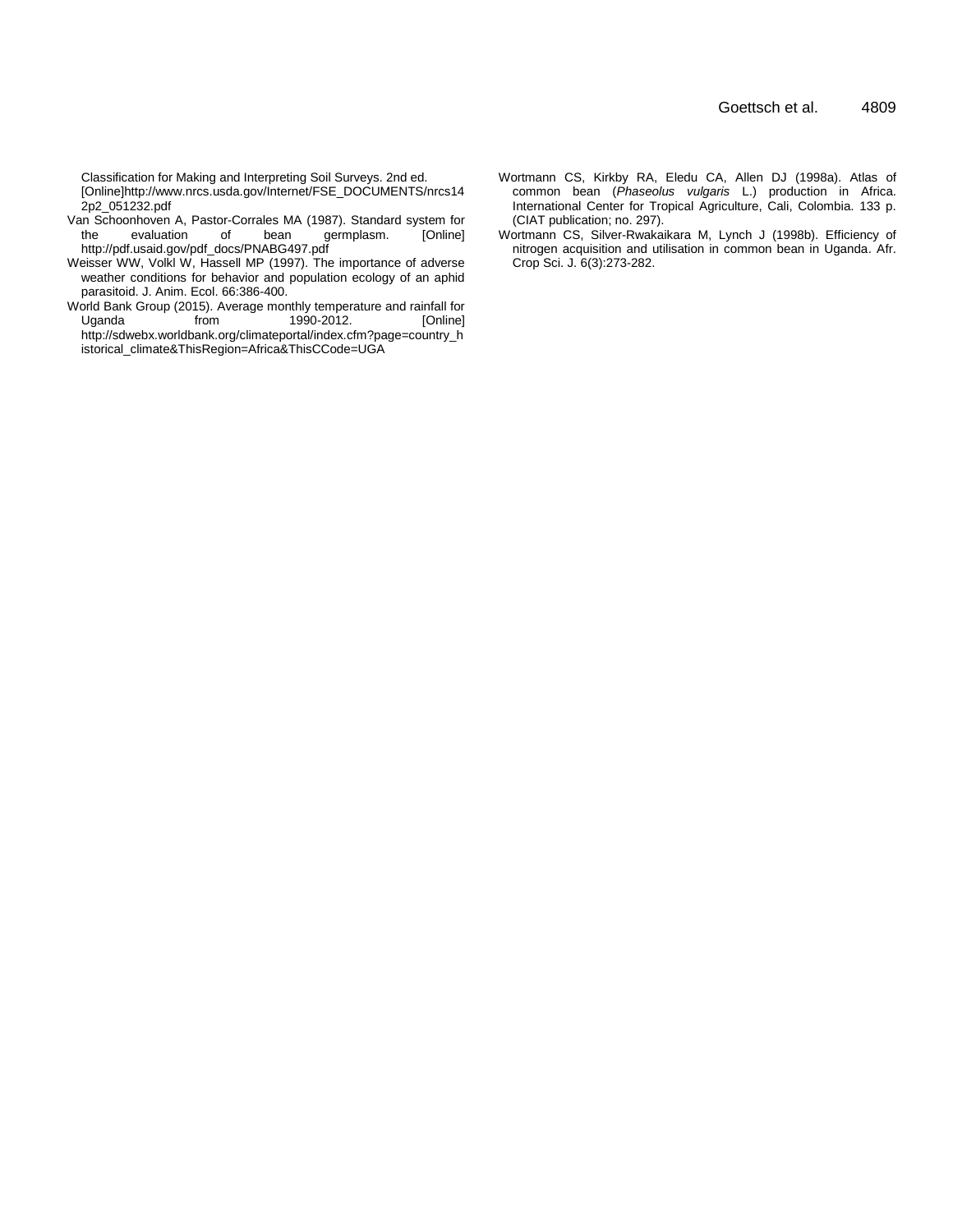Classification for Making and Interpreting Soil Surveys. 2nd ed. [Online]http://www.nrcs.usda.gov/Internet/FSE_DOCUMENTS/nrcs142p2_051232.pdf

Van Schoonhoven A, Pastor-Corrales MA (1987). Standard system for the evaluation of bean germplasm. [Online] http://pdf.usaid.gov/pdf_docs/PNABG497.pdf

Weisser WW, Volkl W, Hassell MP (1997). The importance of adverse weather conditions for behavior and population ecology of an aphid parasitoid. J. Anim. Ecol. 66:386-400.

World Bank Group (2015). Average monthly temperature and rainfall for Uganda from 1990-2012. [Online] http://sdwebx.worldbank.org/climateportal/index.cfm?page=country_historical_climate&ThisRegion=Africa&ThisCCode=UGA

Wortmann CS, Kirkby RA, Eledu CA, Allen DJ (1998a). Atlas of common bean (*Phaseolus vulgaris* L.) production in Africa. International Center for Tropical Agriculture, Cali, Colombia. 133 p. (CIAT publication; no. 297).

Wortmann CS, Silver-Rwakaikara M, Lynch J (1998b). Efficiency of nitrogen acquisition and utilisation in common bean in Uganda. Afr. Crop Sci. J. 6(3):273-282.